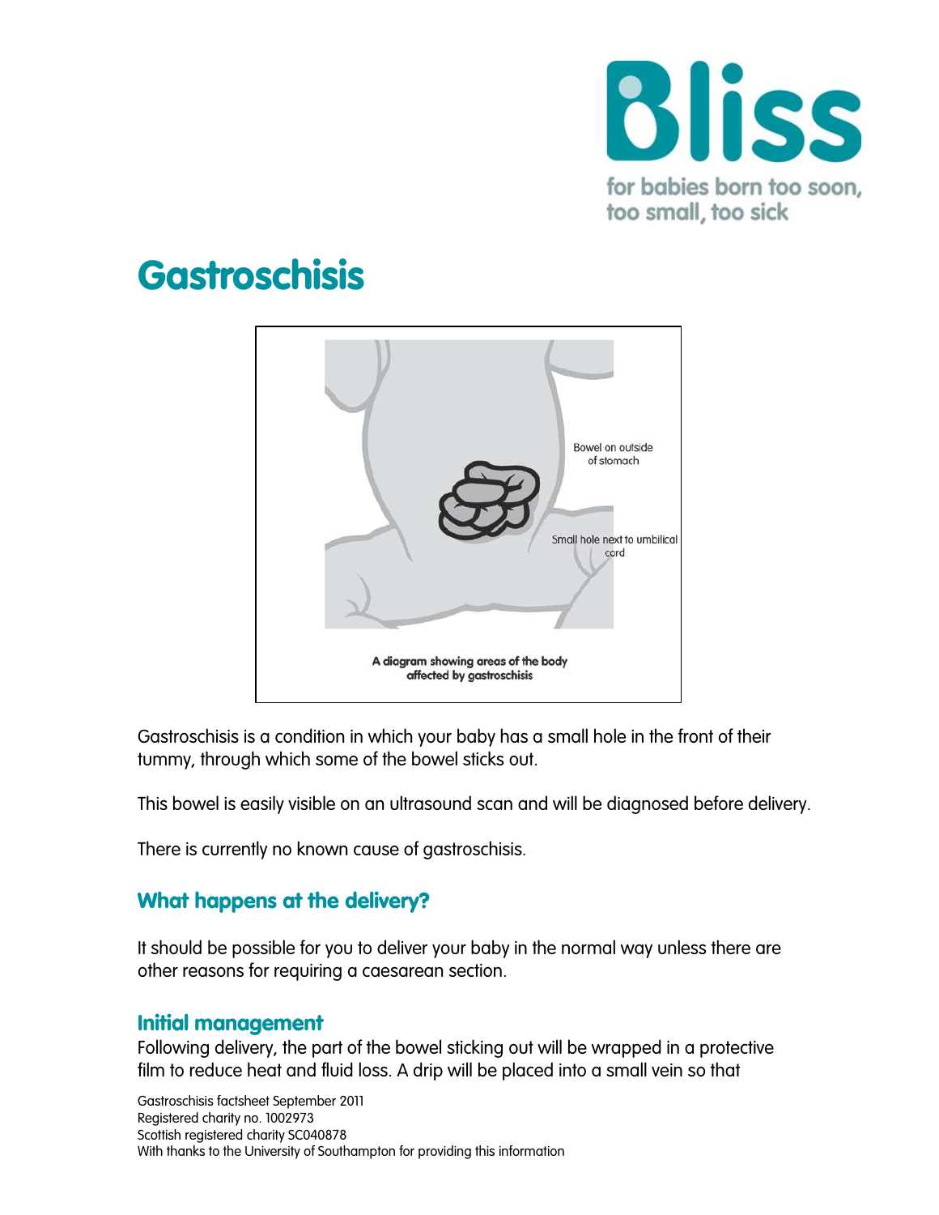# Gastroschisis

A diagram showing areas of the body affected by gastroschisis

Gastroschisis is a condition in which your baby has a small hole in the front of their tummy, through which some of the bowel sticks out.

This bowel is easily visible on an ultrasound scan and will be diagnosed before delivery.

There is currently no known cause of gastroschisis.

## What happens at the delivery?

It should be possible for you to deliver your baby in the normal way unless there are other reasons for requiring a caesarean section.

## Initial management

Following delivery, the part of the bowel sticking out will be wrapped in a protective film to reduce heat and fluid loss. A drip will be placed into a small vein so that

Gastroschisis factsheet September 2011
Registered charity no. 1002973
Scottish registered charity SC040878
With thanks to the University of Southampton for providing this information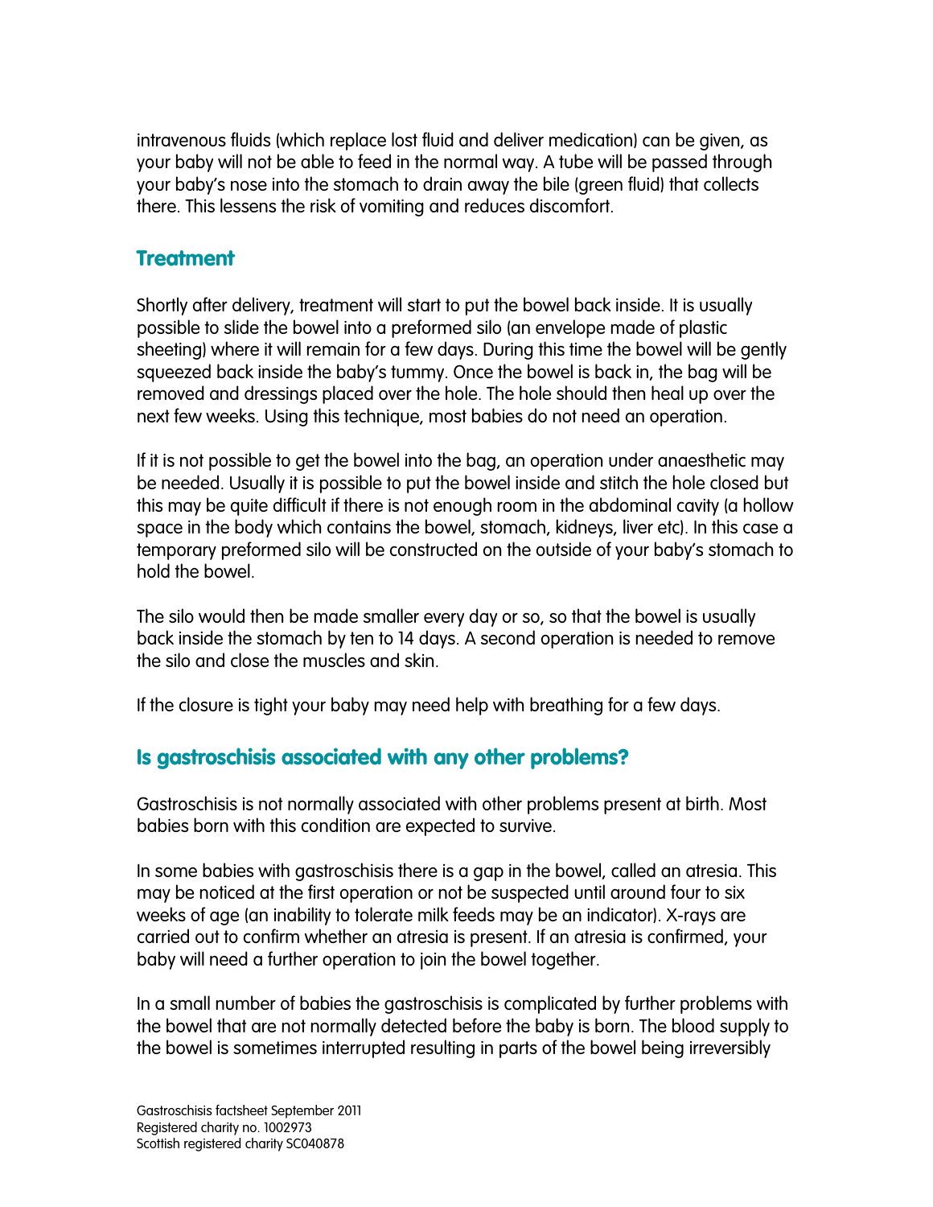intravenous fluids (which replace lost fluid and deliver medication) can be given, as your baby will not be able to feed in the normal way. A tube will be passed through your baby's nose into the stomach to drain away the bile (green fluid) that collects there. This lessens the risk of vomiting and reduces discomfort.

## Treatment

Shortly after delivery, treatment will start to put the bowel back inside. It is usually possible to slide the bowel into a preformed silo (an envelope made of plastic sheeting) where it will remain for a few days. During this time the bowel will be gently squeezed back inside the baby's tummy. Once the bowel is back in, the bag will be removed and dressings placed over the hole. The hole should then heal up over the next few weeks. Using this technique, most babies do not need an operation.

If it is not possible to get the bowel into the bag, an operation under anaesthetic may be needed. Usually it is possible to put the bowel inside and stitch the hole closed but this may be quite difficult if there is not enough room in the abdominal cavity (a hollow space in the body which contains the bowel, stomach, kidneys, liver etc). In this case a temporary preformed silo will be constructed on the outside of your baby's stomach to hold the bowel.

The silo would then be made smaller every day or so, so that the bowel is usually back inside the stomach by ten to 14 days. A second operation is needed to remove the silo and close the muscles and skin.

If the closure is tight your baby may need help with breathing for a few days.

## Is gastroschisis associated with any other problems?

Gastroschisis is not normally associated with other problems present at birth. Most babies born with this condition are expected to survive.

In some babies with gastroschisis there is a gap in the bowel, called an atresia. This may be noticed at the first operation or not be suspected until around four to six weeks of age (an inability to tolerate milk feeds may be an indicator). X-rays are carried out to confirm whether an atresia is present. If an atresia is confirmed, your baby will need a further operation to join the bowel together.

In a small number of babies the gastroschisis is complicated by further problems with the bowel that are not normally detected before the baby is born. The blood supply to the bowel is sometimes interrupted resulting in parts of the bowel being irreversibly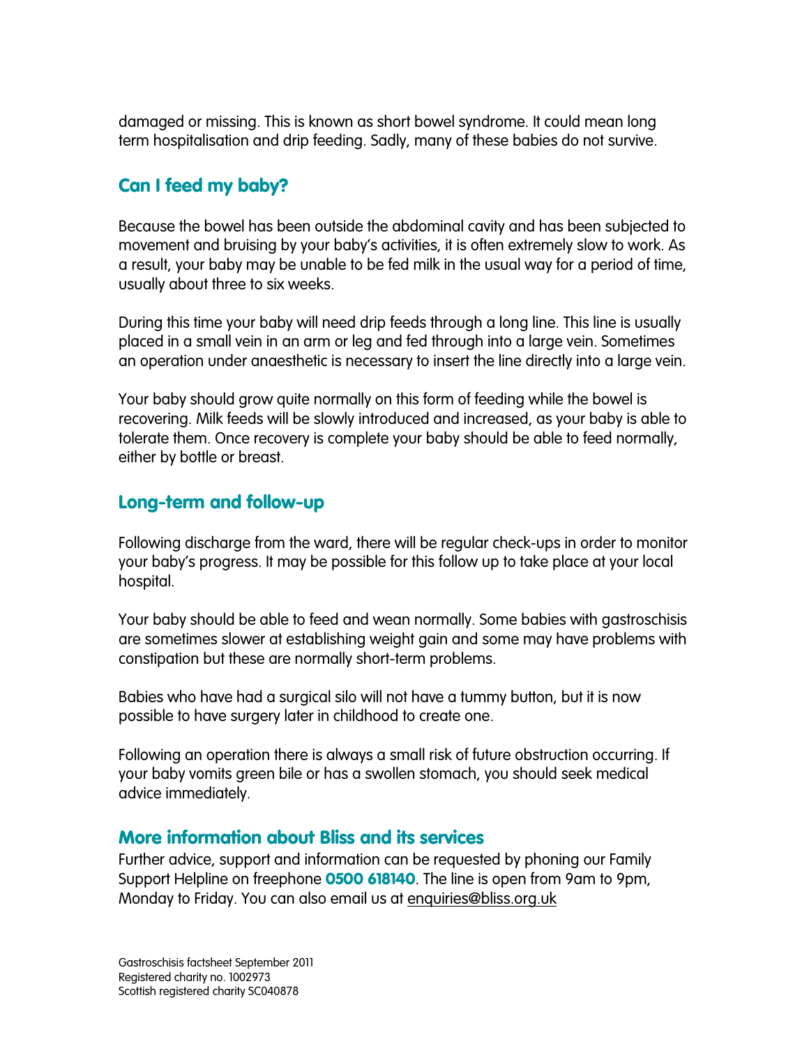damaged or missing. This is known as short bowel syndrome. It could mean long term hospitalisation and drip feeding. Sadly, many of these babies do not survive.

## Can I feed my baby?

Because the bowel has been outside the abdominal cavity and has been subjected to movement and bruising by your baby's activities, it is often extremely slow to work. As a result, your baby may be unable to be fed milk in the usual way for a period of time, usually about three to six weeks.

During this time your baby will need drip feeds through a long line. This line is usually placed in a small vein in an arm or leg and fed through into a large vein. Sometimes an operation under anaesthetic is necessary to insert the line directly into a large vein.

Your baby should grow quite normally on this form of feeding while the bowel is recovering. Milk feeds will be slowly introduced and increased, as your baby is able to tolerate them. Once recovery is complete your baby should be able to feed normally, either by bottle or breast.

## Long-term and follow-up

Following discharge from the ward, there will be regular check-ups in order to monitor your baby's progress. It may be possible for this follow up to take place at your local hospital.

Your baby should be able to feed and wean normally. Some babies with gastroschisis are sometimes slower at establishing weight gain and some may have problems with constipation but these are normally short-term problems.

Babies who have had a surgical silo will not have a tummy button, but it is now possible to have surgery later in childhood to create one.

Following an operation there is always a small risk of future obstruction occurring. If your baby vomits green bile or has a swollen stomach, you should seek medical advice immediately.

## More information about Bliss and its services

Further advice, support and information can be requested by phoning our Family Support Helpline on freephone **0500 618140**. The line is open from 9am to 9pm, Monday to Friday. You can also email us at enquiries@bliss.org.uk

Gastroschisis factsheet September 2011
Registered charity no. 1002973
Scottish registered charity SC040878